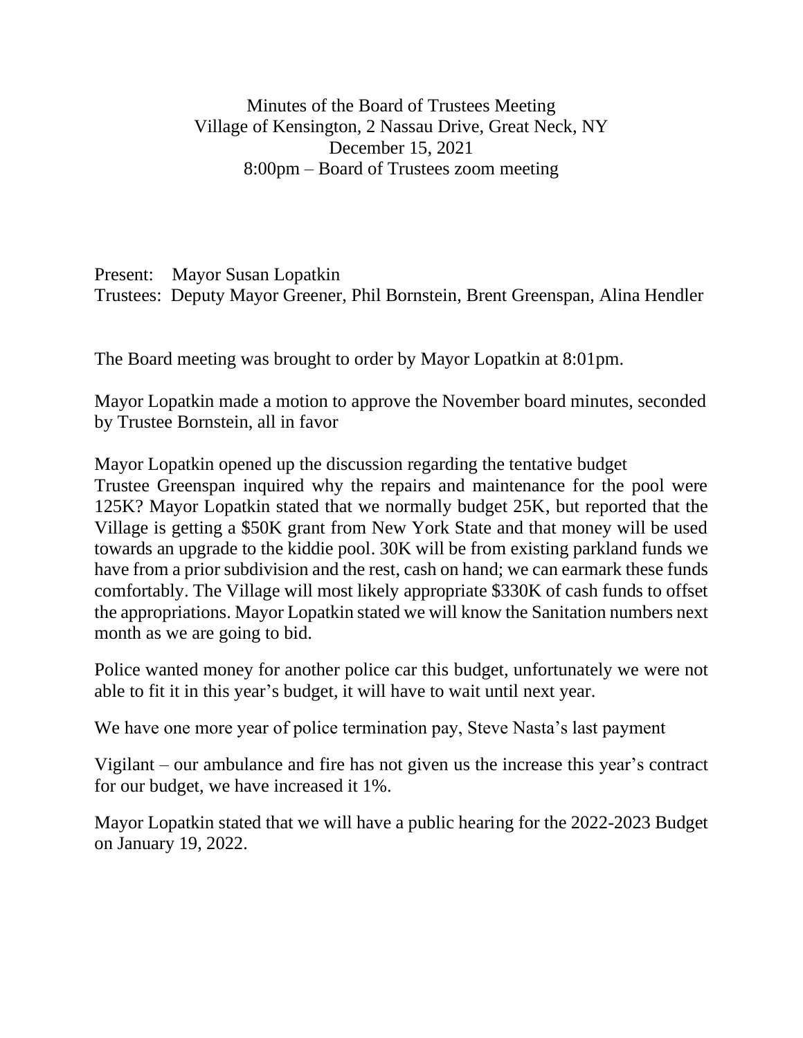Minutes of the Board of Trustees Meeting
Village of Kensington, 2 Nassau Drive, Great Neck, NY
December 15, 2021
8:00pm – Board of Trustees zoom meeting

Present: Mayor Susan Lopatkin
Trustees: Deputy Mayor Greener, Phil Bornstein, Brent Greenspan, Alina Hendler

The Board meeting was brought to order by Mayor Lopatkin at 8:01pm.

Mayor Lopatkin made a motion to approve the November board minutes, seconded by Trustee Bornstein, all in favor

Mayor Lopatkin opened up the discussion regarding the tentative budget
Trustee Greenspan inquired why the repairs and maintenance for the pool were 125K? Mayor Lopatkin stated that we normally budget 25K, but reported that the Village is getting a $50K grant from New York State and that money will be used towards an upgrade to the kiddie pool. 30K will be from existing parkland funds we have from a prior subdivision and the rest, cash on hand; we can earmark these funds comfortably. The Village will most likely appropriate $330K of cash funds to offset the appropriations. Mayor Lopatkin stated we will know the Sanitation numbers next month as we are going to bid.

Police wanted money for another police car this budget, unfortunately we were not able to fit it in this year's budget, it will have to wait until next year.

We have one more year of police termination pay, Steve Nasta's last payment

Vigilant – our ambulance and fire has not given us the increase this year's contract for our budget, we have increased it 1%.

Mayor Lopatkin stated that we will have a public hearing for the 2022-2023 Budget on January 19, 2022.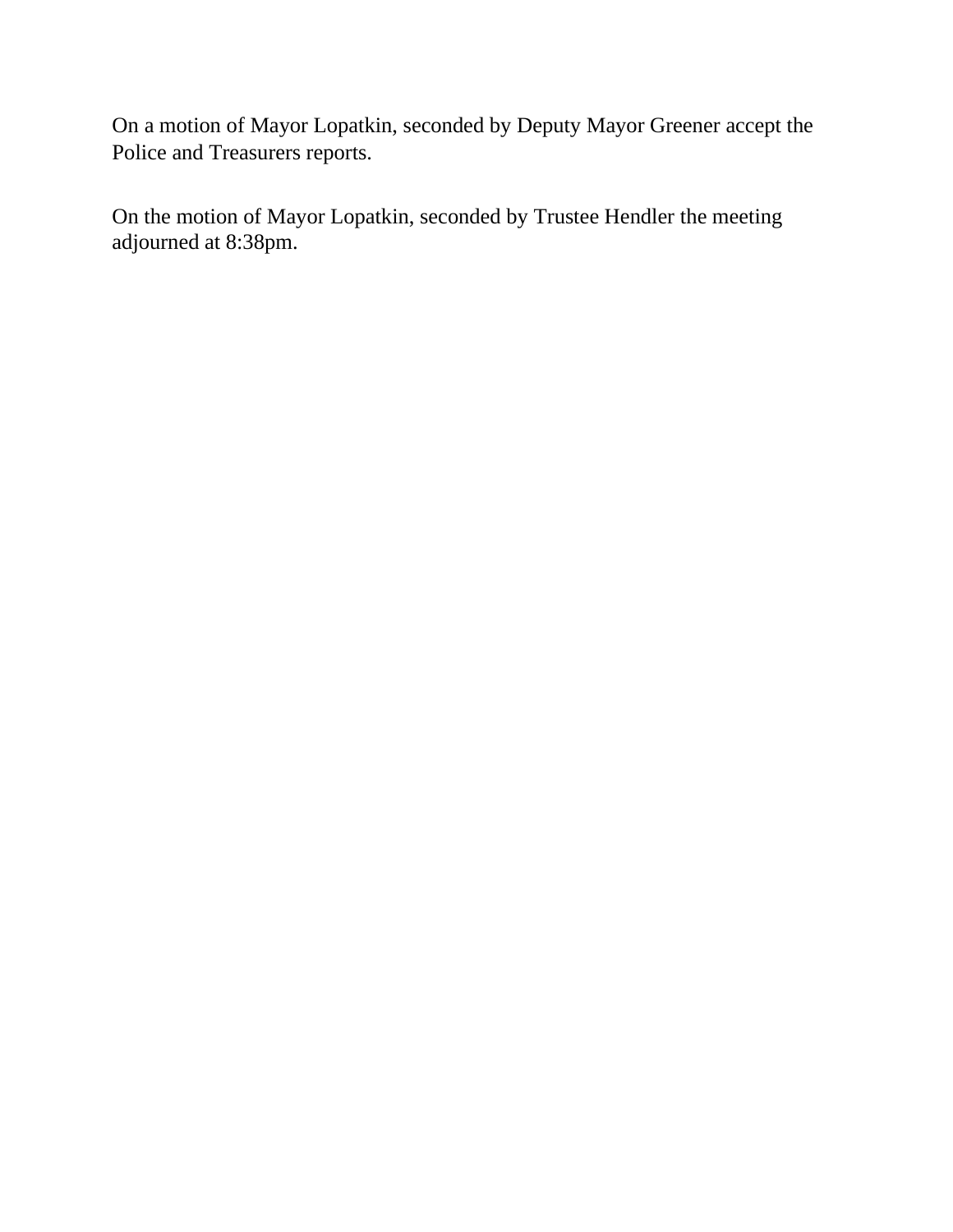On a motion of Mayor Lopatkin, seconded by Deputy Mayor Greener accept the Police and Treasurers reports.

On the motion of Mayor Lopatkin, seconded by Trustee Hendler the meeting adjourned at 8:38pm.